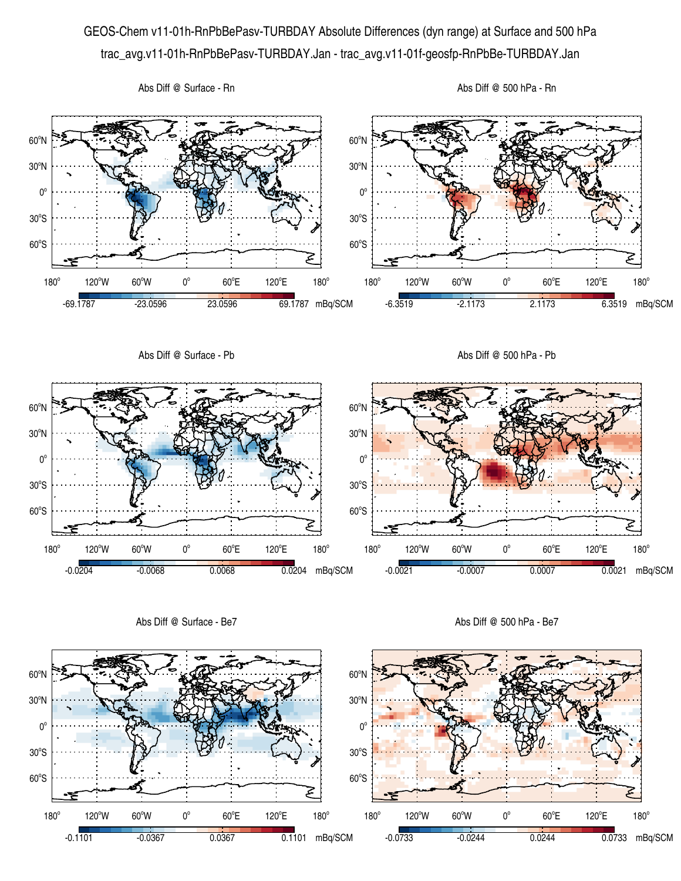# GEOS-Chem v11-01h-RnPbBePasv-TURBDAY Absolute Differences (dyn range) at Surface and 500 hPa

trac_avg.v11-01h-RnPbBePasv-TURBDAY.Jan - trac_avg.v11-01f-geosfp-RnPbBe-TURBDAY.Jan

Abs Diff @ Surface - Rn

-69.1787 | -23.0596 | 23.0596 | 69.1787 mBq/SCM

Abs Diff @ 500 hPa - Rn

-6.3519 | -2.1173 | 2.1173 | 6.3519 mBq/SCM

Abs Diff @ Surface - Pb

-0.0204 | -0.0068 | 0.0068 | 0.0204 mBq/SCM

Abs Diff @ 500 hPa - Pb

-0.0021 | -0.0007 | 0.0007 | 0.0021 mBq/SCM

Abs Diff @ Surface - Be7

-0.1101 | -0.0367 | 0.0367 | 0.1101 mBq/SCM

Abs Diff @ 500 hPa - Be7

-0.0733 | -0.0244 | 0.0244 | 0.0733 mBq/SCM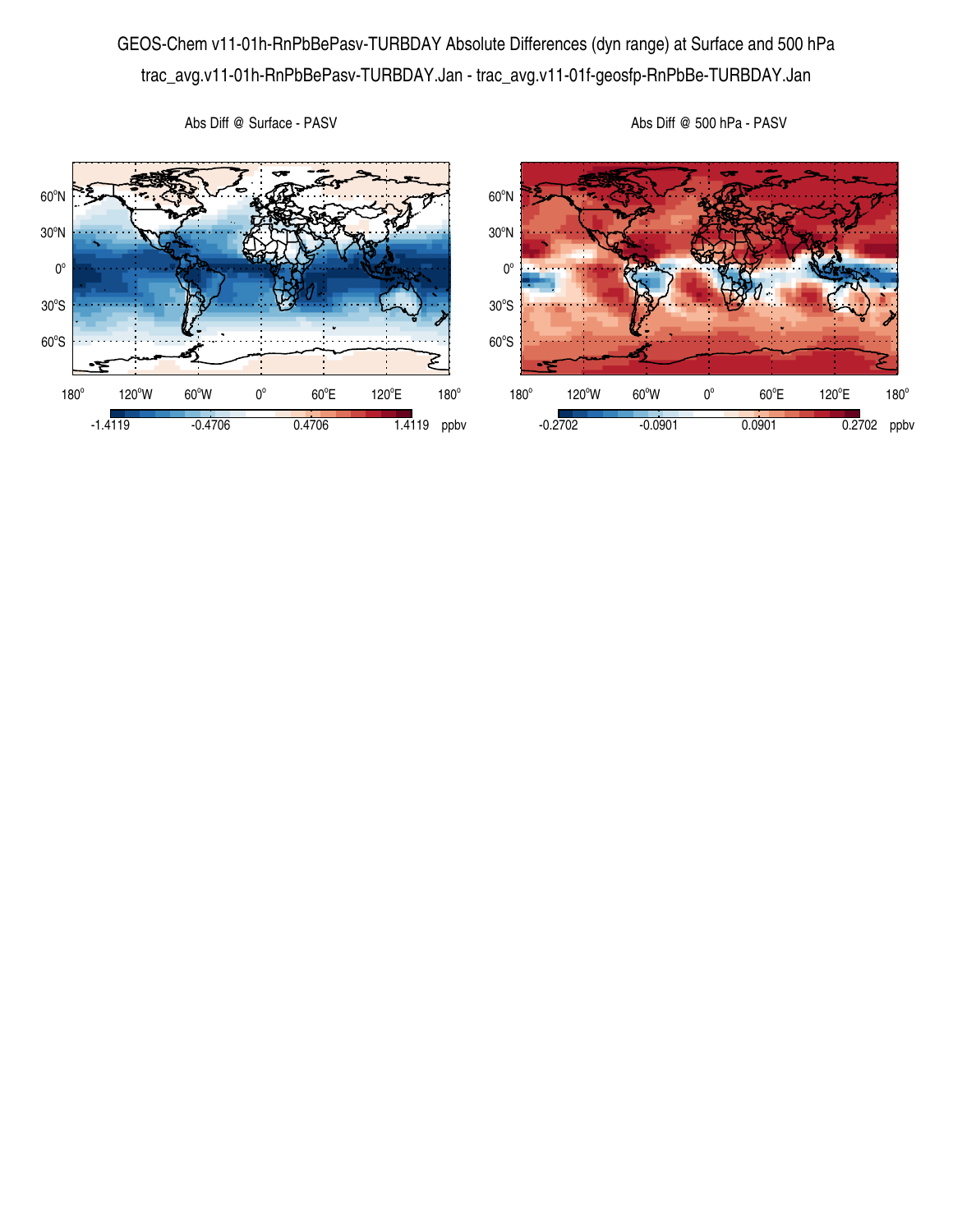GEOS-Chem v11-01h-RnPbBePasv-TURBDAY Absolute Differences (dyn range) at Surface and 500 hPa

trac_avg.v11-01h-RnPbBePasv-TURBDAY.Jan - trac_avg.v11-01f-geosfp-RnPbBe-TURBDAY.Jan

Abs Diff @ Surface - PASV

60°N
30°N
0°
30°S
60°S

180° 120°W 60°W 0° 60°E 120°E 180°

-1.4119 -0.4706 0.4706 1.4119 ppbv

Abs Diff @ 500 hPa - PASV

60°N
30°N
0°
30°S
60°S

180° 120°W 60°W 0° 60°E 120°E 180°

-0.2702 -0.0901 0.0901 0.2702 ppbv